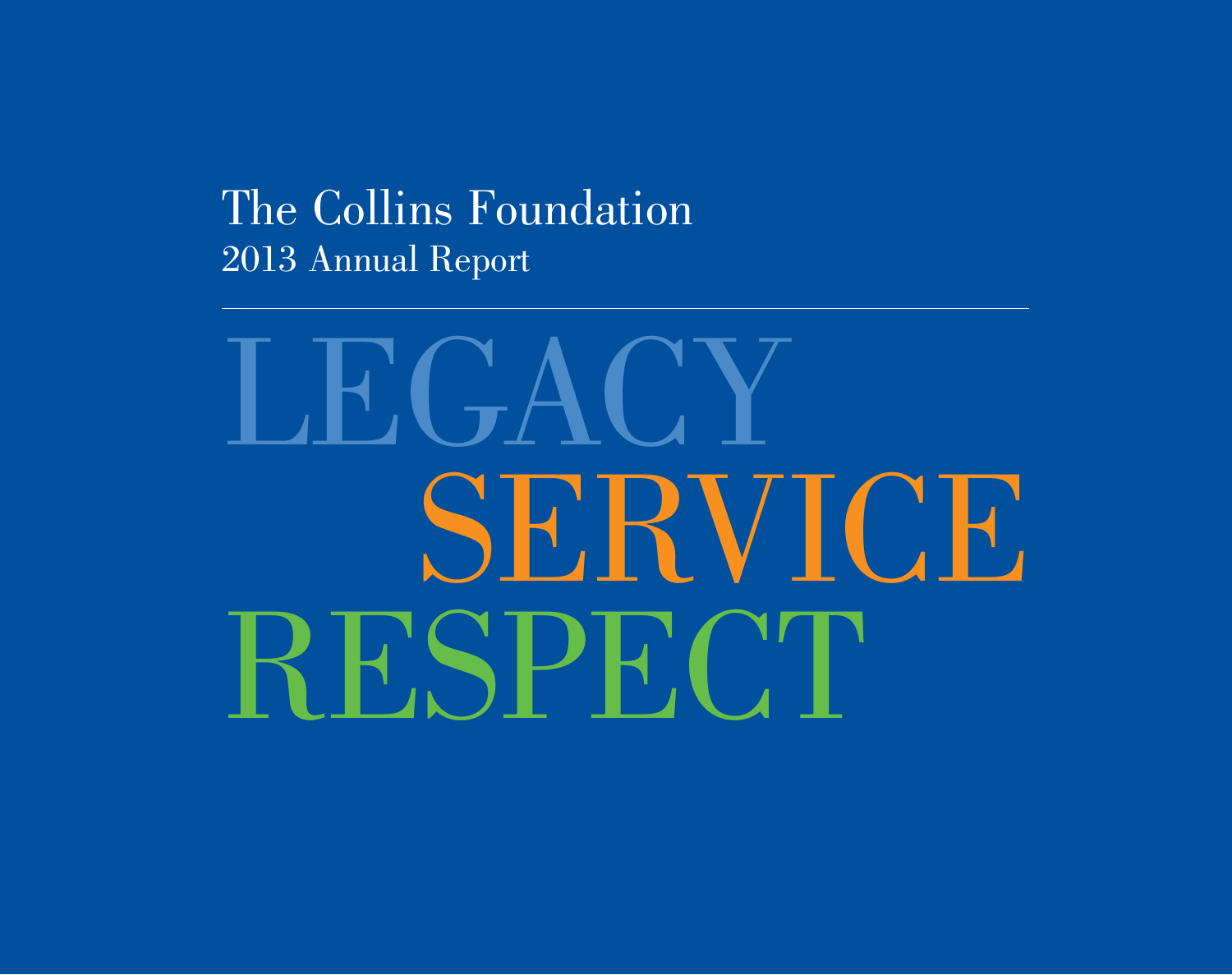# The Collins Foundation

## 2013 Annual Report

---

LEGACY

SERVICE

RESPECT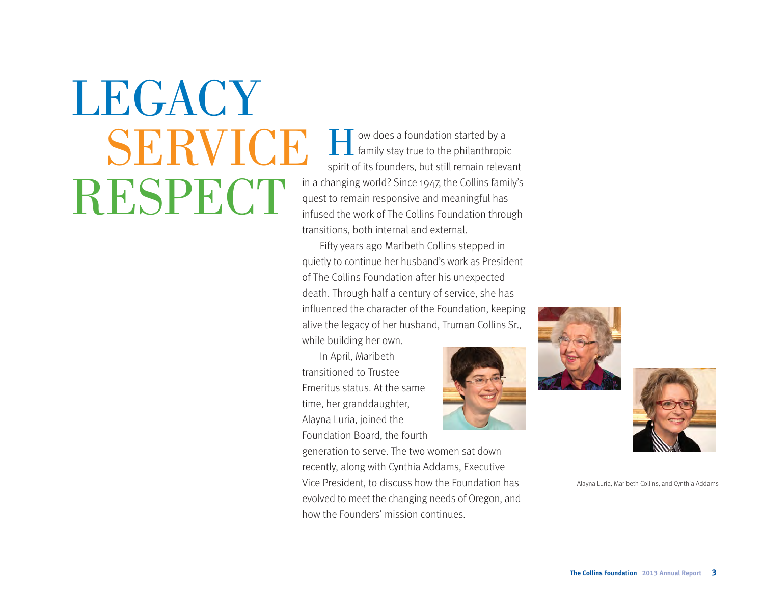# LEGACY SERVICE RESPECT

How does a foundation started by a family stay true to the philanthropic spirit of its founders, but still remain relevant in a changing world? Since 1947, the Collins family's quest to remain responsive and meaningful has infused the work of The Collins Foundation through transitions, both internal and external.

Fifty years ago Maribeth Collins stepped in quietly to continue her husband's work as President of The Collins Foundation after his unexpected death. Through half a century of service, she has influenced the character of the Foundation, keeping alive the legacy of her husband, Truman Collins Sr., while building her own.

In April, Maribeth transitioned to Trustee Emeritus status. At the same time, her granddaughter, Alayna Luria, joined the Foundation Board, the fourth generation to serve. The two women sat down recently, along with Cynthia Addams, Executive Vice President, to discuss how the Foundation has evolved to meet the changing needs of Oregon, and how the Founders' mission continues.

Alayna Luria, Maribeth Collins, and Cynthia Addams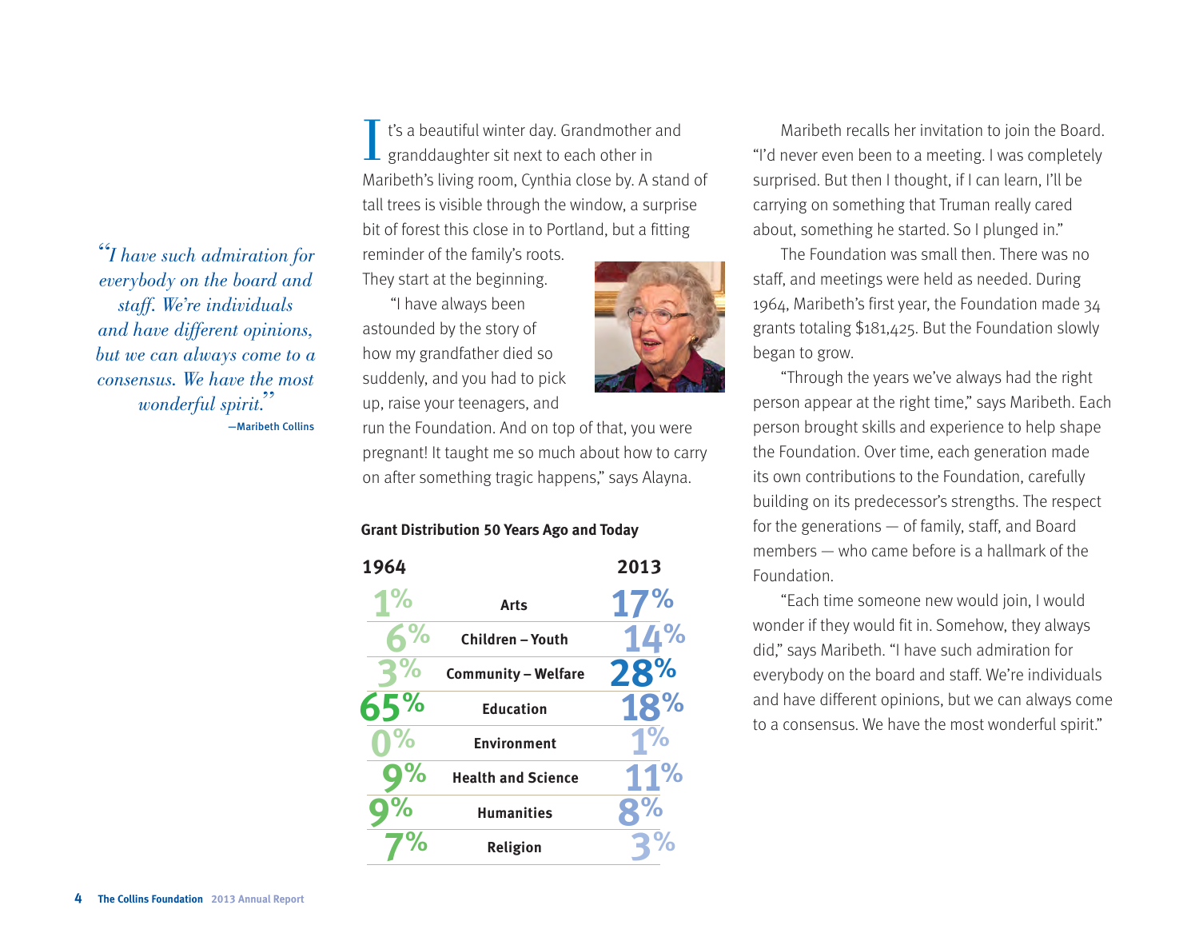> *"I have such admiration for everybody on the board and staff. We're individuals and have different opinions, but we can always come to a consensus. We have the most wonderful spirit."*
>
> —Maribeth Collins

It's a beautiful winter day. Grandmother and granddaughter sit next to each other in Maribeth's living room, Cynthia close by. A stand of tall trees is visible through the window, a surprise bit of forest this close in to Portland, but a fitting reminder of the family's roots. They start at the beginning.

"I have always been astounded by the story of how my grandfather died so suddenly, and you had to pick up, raise your teenagers, and run the Foundation. And on top of that, you were pregnant! It taught me so much about how to carry on after something tragic happens," says Alayna.

**Grant Distribution 50 Years Ago and Today**

| 1964 | | 2013 |
|---|---|---|
| 1% | Arts | 17% |
| 6% | Children – Youth | 14% |
| 3% | Community – Welfare | 28% |
| 65% | Education | 18% |
| 0% | Environment | 1% |
| 9% | Health and Science | 11% |
| 9% | Humanities | 8% |
| 7% | Religion | 3% |

Maribeth recalls her invitation to join the Board. "I'd never even been to a meeting. I was completely surprised. But then I thought, if I can learn, I'll be carrying on something that Truman really cared about, something he started. So I plunged in."

The Foundation was small then. There was no staff, and meetings were held as needed. During 1964, Maribeth's first year, the Foundation made 34 grants totaling $181,425. But the Foundation slowly began to grow.

"Through the years we've always had the right person appear at the right time," says Maribeth. Each person brought skills and experience to help shape the Foundation. Over time, each generation made its own contributions to the Foundation, carefully building on its predecessor's strengths. The respect for the generations — of family, staff, and Board members — who came before is a hallmark of the Foundation.

"Each time someone new would join, I would wonder if they would fit in. Somehow, they always did," says Maribeth. "I have such admiration for everybody on the board and staff. We're individuals and have different opinions, but we can always come to a consensus. We have the most wonderful spirit."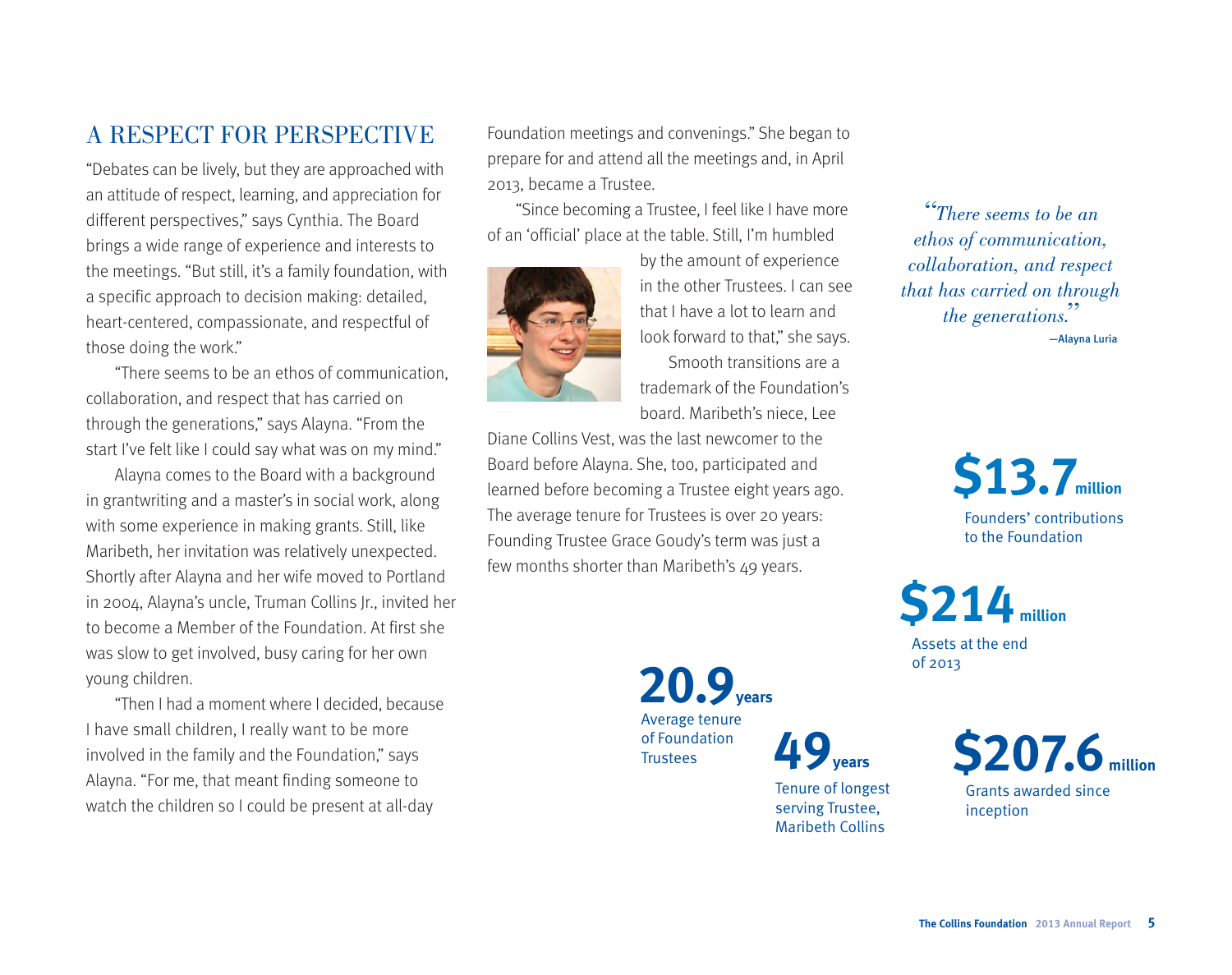## A RESPECT FOR PERSPECTIVE

"Debates can be lively, but they are approached with an attitude of respect, learning, and appreciation for different perspectives," says Cynthia. The Board brings a wide range of experience and interests to the meetings. "But still, it's a family foundation, with a specific approach to decision making: detailed, heart-centered, compassionate, and respectful of those doing the work."

"There seems to be an ethos of communication, collaboration, and respect that has carried on through the generations," says Alayna. "From the start I've felt like I could say what was on my mind."

Alayna comes to the Board with a background in grantwriting and a master's in social work, along with some experience in making grants. Still, like Maribeth, her invitation was relatively unexpected. Shortly after Alayna and her wife moved to Portland in 2004, Alayna's uncle, Truman Collins Jr., invited her to become a Member of the Foundation. At first she was slow to get involved, busy caring for her own young children.

"Then I had a moment where I decided, because I have small children, I really want to be more involved in the family and the Foundation," says Alayna. "For me, that meant finding someone to watch the children so I could be present at all-day Foundation meetings and convenings." She began to prepare for and attend all the meetings and, in April 2013, became a Trustee.

"Since becoming a Trustee, I feel like I have more of an 'official' place at the table. Still, I'm humbled by the amount of experience in the other Trustees. I can see that I have a lot to learn and look forward to that," she says.

Smooth transitions are a trademark of the Foundation's board. Maribeth's niece, Lee Diane Collins Vest, was the last newcomer to the Board before Alayna. She, too, participated and learned before becoming a Trustee eight years ago. The average tenure for Trustees is over 20 years: Founding Trustee Grace Goudy's term was just a few months shorter than Maribeth's 49 years.

*"There seems to be an ethos of communication, collaboration, and respect that has carried on through the generations."*
—Alayna Luria

**$13.7 million**
Founders' contributions to the Foundation

**$214 million**
Assets at the end of 2013

**20.9 years**
Average tenure of Foundation Trustees

**49 years**
Tenure of longest serving Trustee, Maribeth Collins

**$207.6 million**
Grants awarded since inception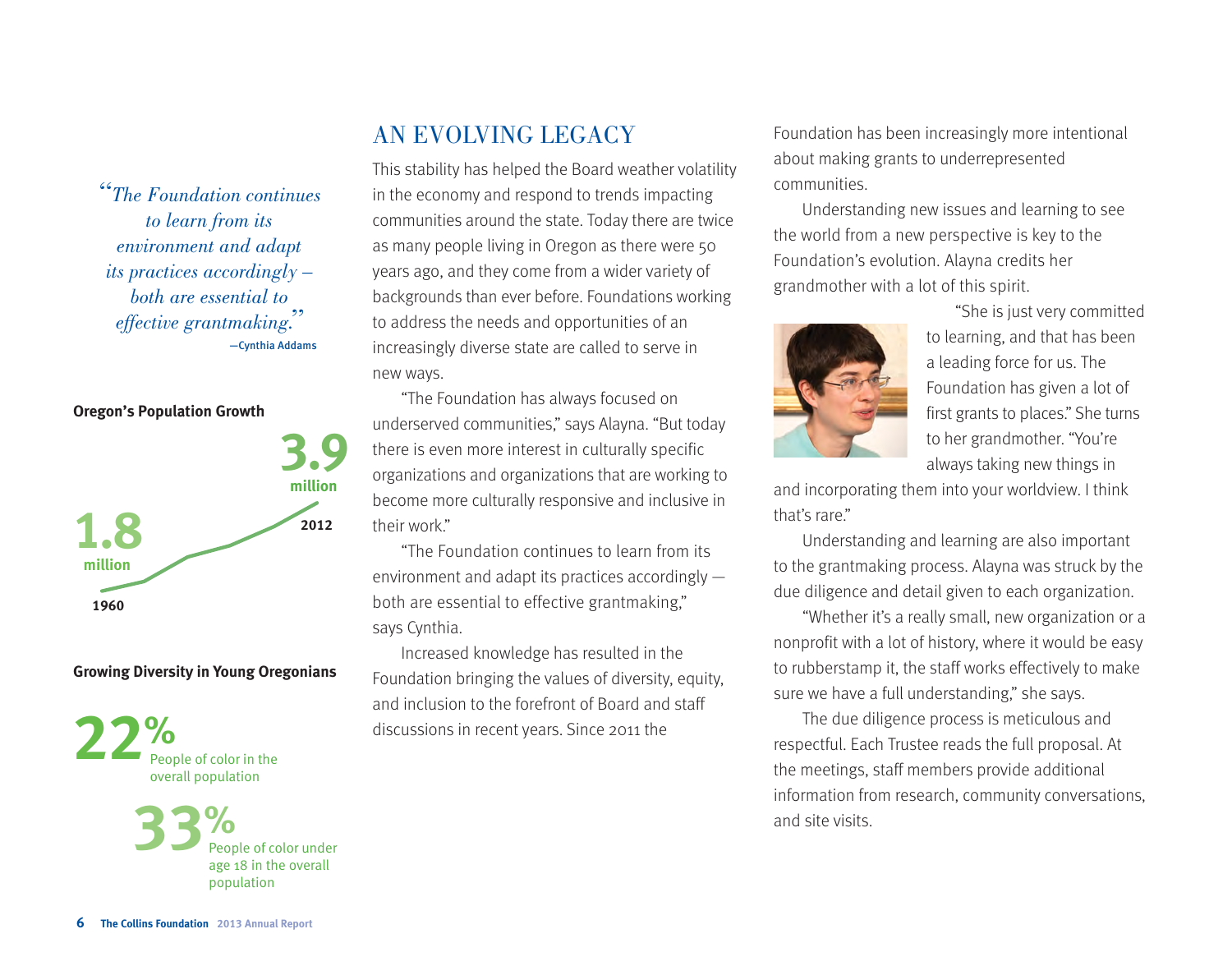> *"The Foundation continues to learn from its environment and adapt its practices accordingly – both are essential to effective grantmaking."*
> —Cynthia Addams

**Oregon's Population Growth**

1960: **1.8** million

2012: **3.9** million

**Growing Diversity in Young Oregonians**

**22%** People of color in the overall population

**33%** People of color under age 18 in the overall population

## AN EVOLVING LEGACY

This stability has helped the Board weather volatility in the economy and respond to trends impacting communities around the state. Today there are twice as many people living in Oregon as there were 50 years ago, and they come from a wider variety of backgrounds than ever before. Foundations working to address the needs and opportunities of an increasingly diverse state are called to serve in new ways.

"The Foundation has always focused on underserved communities," says Alayna. "But today there is even more interest in culturally specific organizations and organizations that are working to become more culturally responsive and inclusive in their work."

"The Foundation continues to learn from its environment and adapt its practices accordingly — both are essential to effective grantmaking," says Cynthia.

Increased knowledge has resulted in the Foundation bringing the values of diversity, equity, and inclusion to the forefront of Board and staff discussions in recent years. Since 2011 the Foundation has been increasingly more intentional about making grants to underrepresented communities.

Understanding new issues and learning to see the world from a new perspective is key to the Foundation's evolution. Alayna credits her grandmother with a lot of this spirit.

"She is just very committed to learning, and that has been a leading force for us. The Foundation has given a lot of first grants to places." She turns to her grandmother. "You're always taking new things in and incorporating them into your worldview. I think that's rare."

Understanding and learning are also important to the grantmaking process. Alayna was struck by the due diligence and detail given to each organization.

"Whether it's a really small, new organization or a nonprofit with a lot of history, where it would be easy to rubberstamp it, the staff works effectively to make sure we have a full understanding," she says.

The due diligence process is meticulous and respectful. Each Trustee reads the full proposal. At the meetings, staff members provide additional information from research, community conversations, and site visits.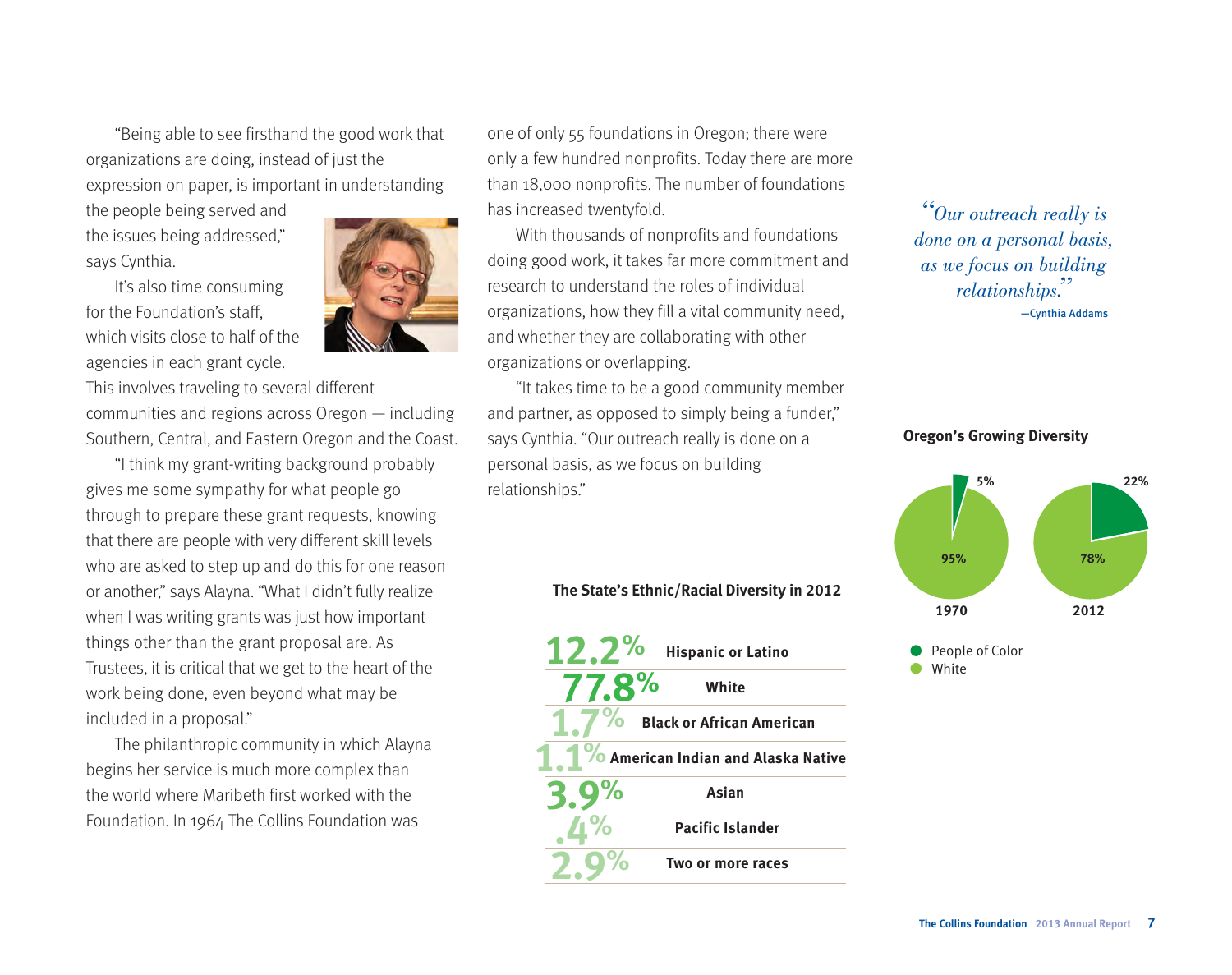"Being able to see firsthand the good work that organizations are doing, instead of just the expression on paper, is important in understanding the people being served and the issues being addressed," says Cynthia.

It's also time consuming for the Foundation's staff, which visits close to half of the agencies in each grant cycle. This involves traveling to several different communities and regions across Oregon — including Southern, Central, and Eastern Oregon and the Coast.

"I think my grant-writing background probably gives me some sympathy for what people go through to prepare these grant requests, knowing that there are people with very different skill levels who are asked to step up and do this for one reason or another," says Alayna. "What I didn't fully realize when I was writing grants was just how important things other than the grant proposal are. As Trustees, it is critical that we get to the heart of the work being done, even beyond what may be included in a proposal."

The philanthropic community in which Alayna begins her service is much more complex than the world where Maribeth first worked with the Foundation. In 1964 The Collins Foundation was one of only 55 foundations in Oregon; there were only a few hundred nonprofits. Today there are more than 18,000 nonprofits. The number of foundations has increased twentyfold.

With thousands of nonprofits and foundations doing good work, it takes far more commitment and research to understand the roles of individual organizations, how they fill a vital community need, and whether they are collaborating with other organizations or overlapping.

"It takes time to be a good community member and partner, as opposed to simply being a funder," says Cynthia. "Our outreach really is done on a personal basis, as we focus on building relationships."

*"Our outreach really is done on a personal basis, as we focus on building relationships."*
—Cynthia Addams

**The State's Ethnic/Racial Diversity in 2012**

| | |
|---|---|
| 12.2% | Hispanic or Latino |
| 77.8% | White |
| 1.7% | Black or African American |
| 1.1% | American Indian and Alaska Native |
| 3.9% | Asian |
| .4% | Pacific Islander |
| 2.9% | Two or more races |

**Oregon's Growing Diversity**

5%
95%
1970

22%
78%
2012

People of Color
White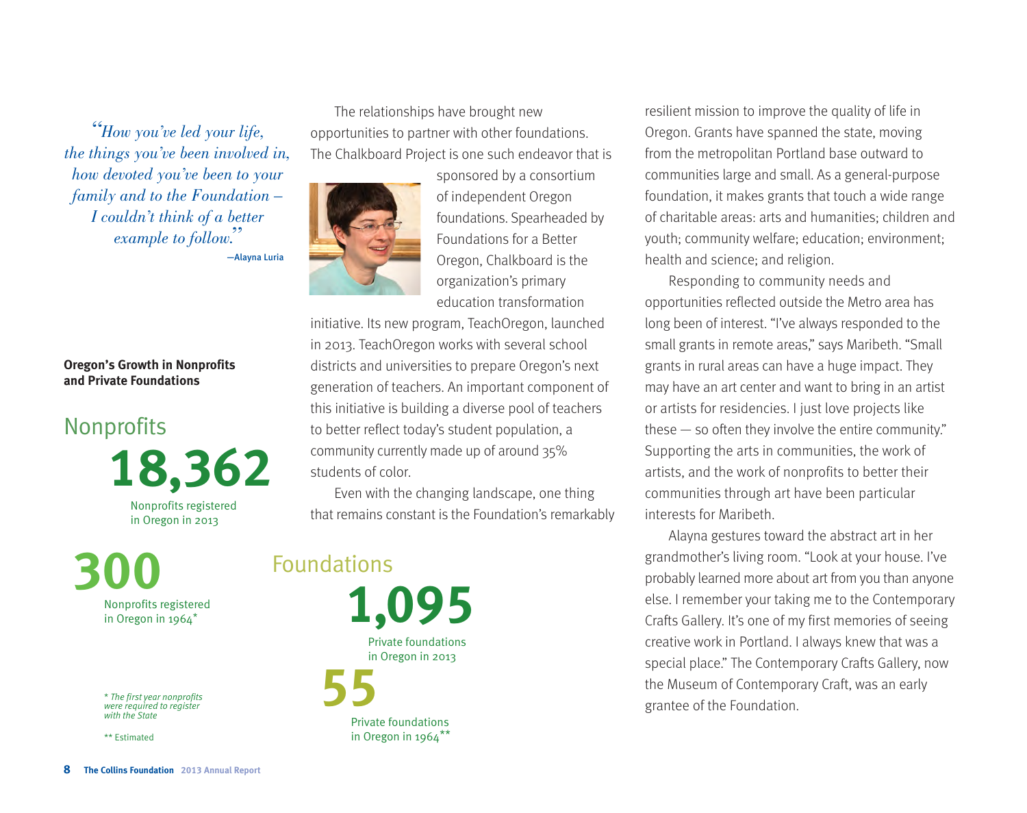*"How you've led your life, the things you've been involved in, how devoted you've been to your family and to the Foundation – I couldn't think of a better example to follow."*

—Alayna Luria

The relationships have brought new opportunities to partner with other foundations. The Chalkboard Project is one such endeavor that is sponsored by a consortium of independent Oregon foundations. Spearheaded by Foundations for a Better Oregon, Chalkboard is the organization's primary education transformation initiative. Its new program, TeachOregon, launched in 2013. TeachOregon works with several school districts and universities to prepare Oregon's next generation of teachers. An important component of this initiative is building a diverse pool of teachers to better reflect today's student population, a community currently made up of around 35% students of color.

Even with the changing landscape, one thing that remains constant is the Foundation's remarkably resilient mission to improve the quality of life in Oregon. Grants have spanned the state, moving from the metropolitan Portland base outward to communities large and small. As a general-purpose foundation, it makes grants that touch a wide range of charitable areas: arts and humanities; children and youth; community welfare; education; environment; health and science; and religion.

Responding to community needs and opportunities reflected outside the Metro area has long been of interest. "I've always responded to the small grants in remote areas," says Maribeth. "Small grants in rural areas can have a huge impact. They may have an art center and want to bring in an artist or artists for residencies. I just love projects like these — so often they involve the entire community." Supporting the arts in communities, the work of artists, and the work of nonprofits to better their communities through art have been particular interests for Maribeth.

Alayna gestures toward the abstract art in her grandmother's living room. "Look at your house. I've probably learned more about art from you than anyone else. I remember your taking me to the Contemporary Crafts Gallery. It's one of my first memories of seeing creative work in Portland. I always knew that was a special place." The Contemporary Crafts Gallery, now the Museum of Contemporary Craft, was an early grantee of the Foundation.

**Oregon's Growth in Nonprofits and Private Foundations**

## Nonprofits

**18,362**
Nonprofits registered in Oregon in 2013

**300**
Nonprofits registered in Oregon in 1964*

## Foundations

**1,095**
Private foundations in Oregon in 2013

**55**
Private foundations in Oregon in 1964**

*\* The first year nonprofits were required to register with the State*

** Estimated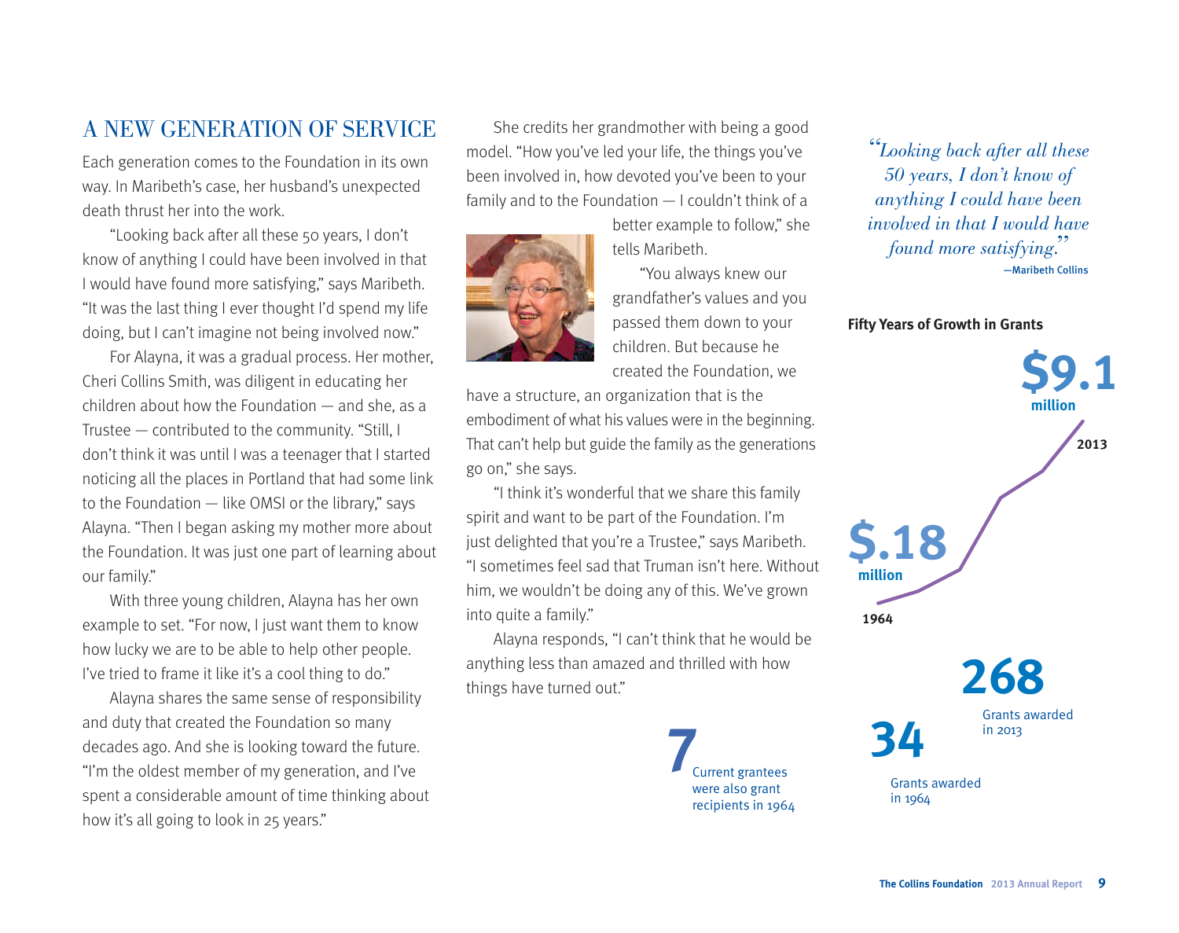## A NEW GENERATION OF SERVICE

Each generation comes to the Foundation in its own way. In Maribeth's case, her husband's unexpected death thrust her into the work.

"Looking back after all these 50 years, I don't know of anything I could have been involved in that I would have found more satisfying," says Maribeth. "It was the last thing I ever thought I'd spend my life doing, but I can't imagine not being involved now."

For Alayna, it was a gradual process. Her mother, Cheri Collins Smith, was diligent in educating her children about how the Foundation — and she, as a Trustee — contributed to the community. "Still, I don't think it was until I was a teenager that I started noticing all the places in Portland that had some link to the Foundation — like OMSI or the library," says Alayna. "Then I began asking my mother more about the Foundation. It was just one part of learning about our family."

With three young children, Alayna has her own example to set. "For now, I just want them to know how lucky we are to be able to help other people. I've tried to frame it like it's a cool thing to do."

Alayna shares the same sense of responsibility and duty that created the Foundation so many decades ago. And she is looking toward the future. "I'm the oldest member of my generation, and I've spent a considerable amount of time thinking about how it's all going to look in 25 years."

She credits her grandmother with being a good model. "How you've led your life, the things you've been involved in, how devoted you've been to your family and to the Foundation — I couldn't think of a better example to follow," she tells Maribeth.

"You always knew our grandfather's values and you passed them down to your children. But because he created the Foundation, we have a structure, an organization that is the embodiment of what his values were in the beginning. That can't help but guide the family as the generations go on," she says.

"I think it's wonderful that we share this family spirit and want to be part of the Foundation. I'm just delighted that you're a Trustee," says Maribeth. "I sometimes feel sad that Truman isn't here. Without him, we wouldn't be doing any of this. We've grown into quite a family."

Alayna responds, "I can't think that he would be anything less than amazed and thrilled with how things have turned out."

*"Looking back after all these 50 years, I don't know of anything I could have been involved in that I would have found more satisfying."*
—Maribeth Collins

**Fifty Years of Growth in Grants**

**$9.1** million

2013

**$.18** million

1964

**7** Current grantees were also grant recipients in 1964

**268** Grants awarded in 2013

**34** Grants awarded in 1964